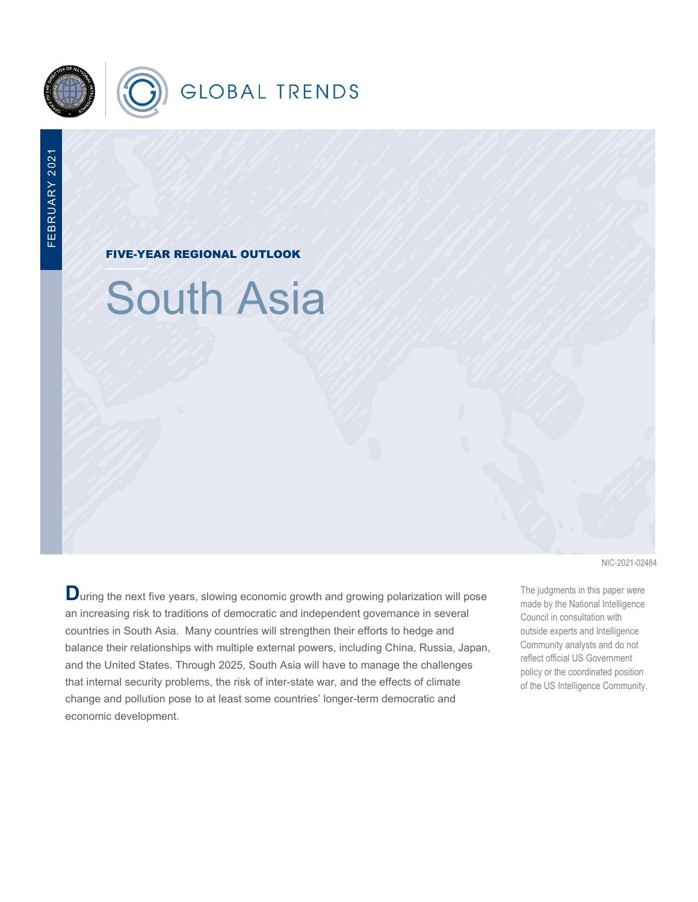GLOBAL TRENDS

FEBRUARY 2021

**FIVE-YEAR REGIONAL OUTLOOK**

# South Asia

NIC-2021-02484

During the next five years, slowing economic growth and growing polarization will pose an increasing risk to traditions of democratic and independent governance in several countries in South Asia. Many countries will strengthen their efforts to hedge and balance their relationships with multiple external powers, including China, Russia, Japan, and the United States. Through 2025, South Asia will have to manage the challenges that internal security problems, the risk of inter-state war, and the effects of climate change and pollution pose to at least some countries' longer-term democratic and economic development.

The judgments in this paper were made by the National Intelligence Council in consultation with outside experts and Intelligence Community analysts and do not reflect official US Government policy or the coordinated position of the US Intelligence Community.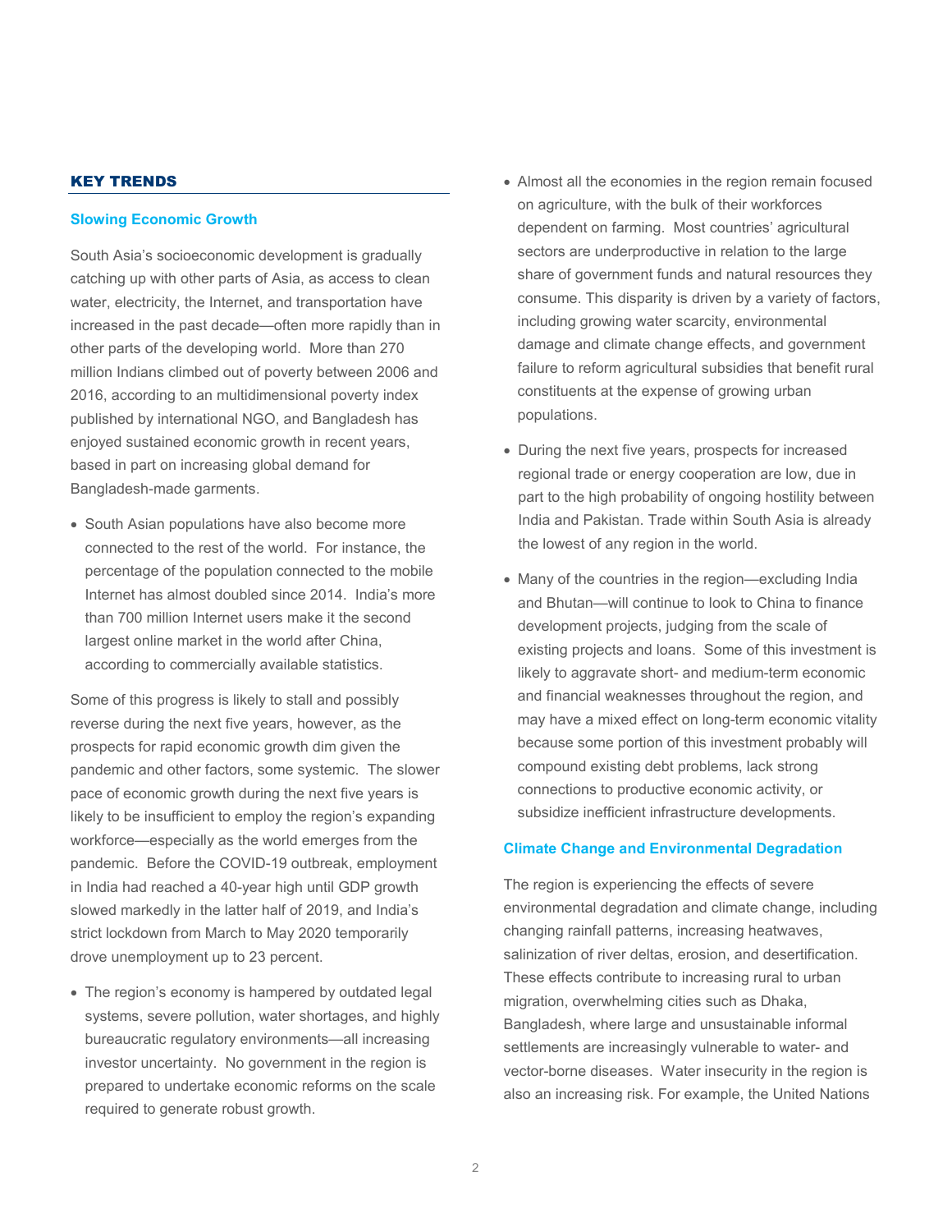## KEY TRENDS

### Slowing Economic Growth

South Asia's socioeconomic development is gradually catching up with other parts of Asia, as access to clean water, electricity, the Internet, and transportation have increased in the past decade—often more rapidly than in other parts of the developing world. More than 270 million Indians climbed out of poverty between 2006 and 2016, according to an multidimensional poverty index published by international NGO, and Bangladesh has enjoyed sustained economic growth in recent years, based in part on increasing global demand for Bangladesh-made garments.

- South Asian populations have also become more connected to the rest of the world. For instance, the percentage of the population connected to the mobile Internet has almost doubled since 2014. India's more than 700 million Internet users make it the second largest online market in the world after China, according to commercially available statistics.

Some of this progress is likely to stall and possibly reverse during the next five years, however, as the prospects for rapid economic growth dim given the pandemic and other factors, some systemic. The slower pace of economic growth during the next five years is likely to be insufficient to employ the region's expanding workforce—especially as the world emerges from the pandemic. Before the COVID-19 outbreak, employment in India had reached a 40-year high until GDP growth slowed markedly in the latter half of 2019, and India's strict lockdown from March to May 2020 temporarily drove unemployment up to 23 percent.

- The region's economy is hampered by outdated legal systems, severe pollution, water shortages, and highly bureaucratic regulatory environments—all increasing investor uncertainty. No government in the region is prepared to undertake economic reforms on the scale required to generate robust growth.

- Almost all the economies in the region remain focused on agriculture, with the bulk of their workforces dependent on farming. Most countries' agricultural sectors are underproductive in relation to the large share of government funds and natural resources they consume. This disparity is driven by a variety of factors, including growing water scarcity, environmental damage and climate change effects, and government failure to reform agricultural subsidies that benefit rural constituents at the expense of growing urban populations.

- During the next five years, prospects for increased regional trade or energy cooperation are low, due in part to the high probability of ongoing hostility between India and Pakistan. Trade within South Asia is already the lowest of any region in the world.

- Many of the countries in the region—excluding India and Bhutan—will continue to look to China to finance development projects, judging from the scale of existing projects and loans. Some of this investment is likely to aggravate short- and medium-term economic and financial weaknesses throughout the region, and may have a mixed effect on long-term economic vitality because some portion of this investment probably will compound existing debt problems, lack strong connections to productive economic activity, or subsidize inefficient infrastructure developments.

### Climate Change and Environmental Degradation

The region is experiencing the effects of severe environmental degradation and climate change, including changing rainfall patterns, increasing heatwaves, salinization of river deltas, erosion, and desertification. These effects contribute to increasing rural to urban migration, overwhelming cities such as Dhaka, Bangladesh, where large and unsustainable informal settlements are increasingly vulnerable to water- and vector-borne diseases. Water insecurity in the region is also an increasing risk. For example, the United Nations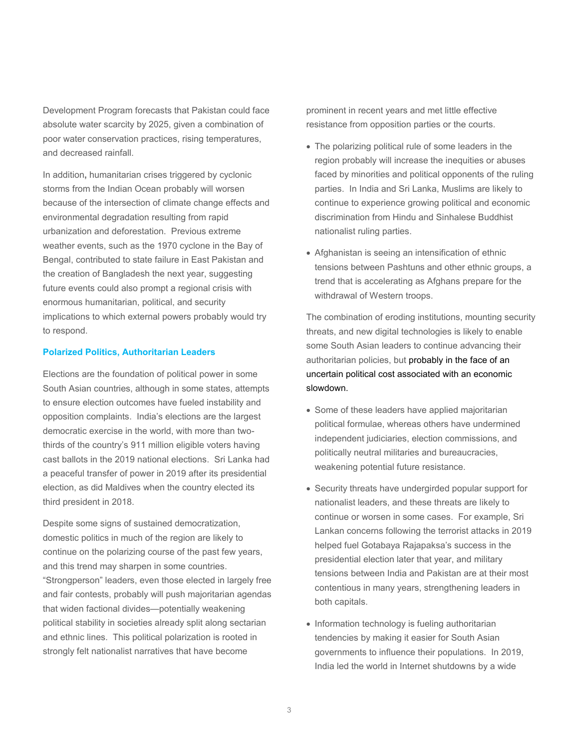Development Program forecasts that Pakistan could face absolute water scarcity by 2025, given a combination of poor water conservation practices, rising temperatures, and decreased rainfall.

In addition, humanitarian crises triggered by cyclonic storms from the Indian Ocean probably will worsen because of the intersection of climate change effects and environmental degradation resulting from rapid urbanization and deforestation. Previous extreme weather events, such as the 1970 cyclone in the Bay of Bengal, contributed to state failure in East Pakistan and the creation of Bangladesh the next year, suggesting future events could also prompt a regional crisis with enormous humanitarian, political, and security implications to which external powers probably would try to respond.

### Polarized Politics, Authoritarian Leaders

Elections are the foundation of political power in some South Asian countries, although in some states, attempts to ensure election outcomes have fueled instability and opposition complaints. India's elections are the largest democratic exercise in the world, with more than two-thirds of the country's 911 million eligible voters having cast ballots in the 2019 national elections. Sri Lanka had a peaceful transfer of power in 2019 after its presidential election, as did Maldives when the country elected its third president in 2018.

Despite some signs of sustained democratization, domestic politics in much of the region are likely to continue on the polarizing course of the past few years, and this trend may sharpen in some countries. "Strongperson" leaders, even those elected in largely free and fair contests, probably will push majoritarian agendas that widen factional divides—potentially weakening political stability in societies already split along sectarian and ethnic lines. This political polarization is rooted in strongly felt nationalist narratives that have become prominent in recent years and met little effective resistance from opposition parties or the courts.

- The polarizing political rule of some leaders in the region probably will increase the inequities or abuses faced by minorities and political opponents of the ruling parties. In India and Sri Lanka, Muslims are likely to continue to experience growing political and economic discrimination from Hindu and Sinhalese Buddhist nationalist ruling parties.
- Afghanistan is seeing an intensification of ethnic tensions between Pashtuns and other ethnic groups, a trend that is accelerating as Afghans prepare for the withdrawal of Western troops.

The combination of eroding institutions, mounting security threats, and new digital technologies is likely to enable some South Asian leaders to continue advancing their authoritarian policies, but probably in the face of an uncertain political cost associated with an economic slowdown.

- Some of these leaders have applied majoritarian political formulae, whereas others have undermined independent judiciaries, election commissions, and politically neutral militaries and bureaucracies, weakening potential future resistance.
- Security threats have undergirded popular support for nationalist leaders, and these threats are likely to continue or worsen in some cases. For example, Sri Lankan concerns following the terrorist attacks in 2019 helped fuel Gotabaya Rajapaksa's success in the presidential election later that year, and military tensions between India and Pakistan are at their most contentious in many years, strengthening leaders in both capitals.
- Information technology is fueling authoritarian tendencies by making it easier for South Asian governments to influence their populations. In 2019, India led the world in Internet shutdowns by a wide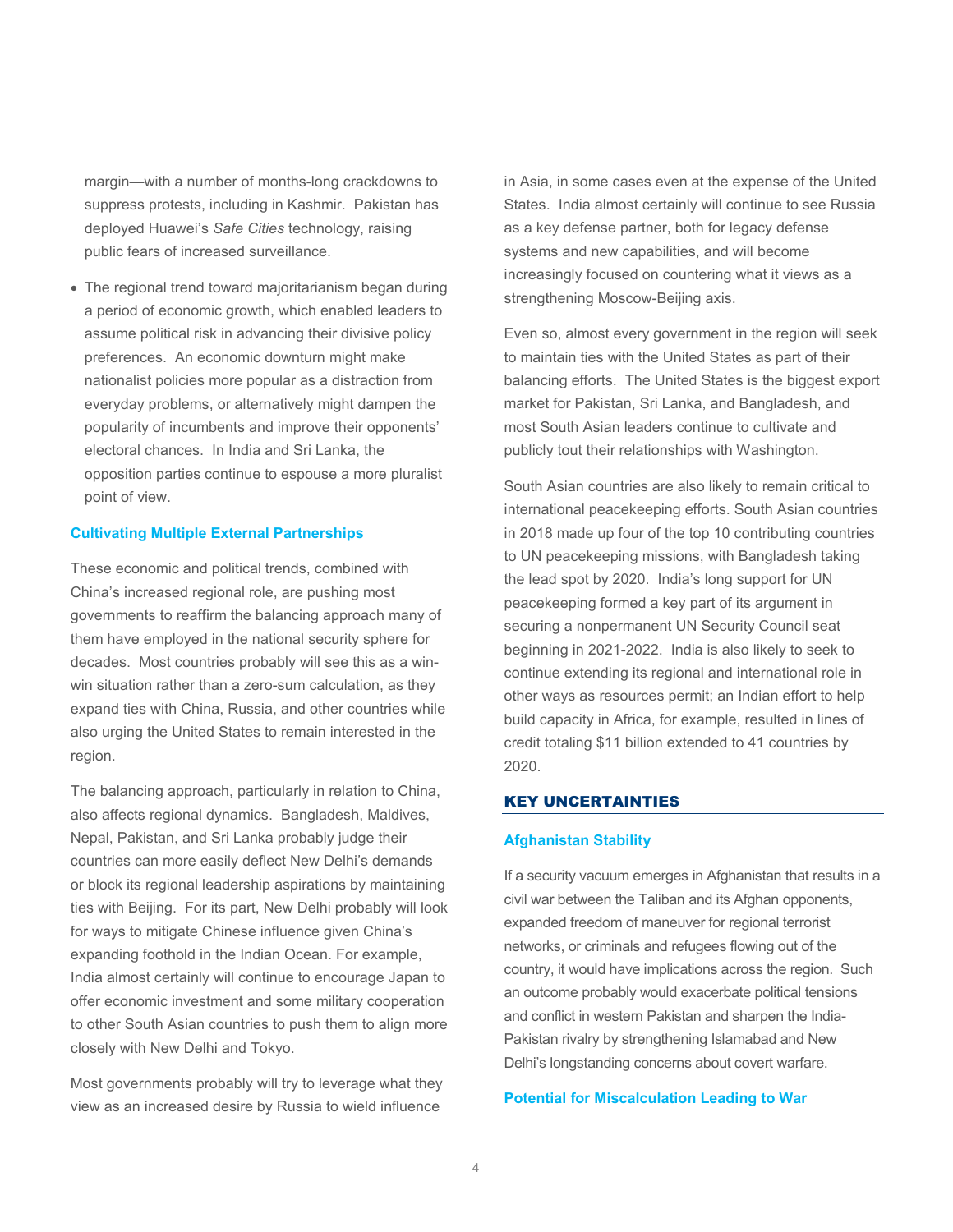margin—with a number of months-long crackdowns to suppress protests, including in Kashmir. Pakistan has deployed Huawei's *Safe Cities* technology, raising public fears of increased surveillance.

- The regional trend toward majoritarianism began during a period of economic growth, which enabled leaders to assume political risk in advancing their divisive policy preferences. An economic downturn might make nationalist policies more popular as a distraction from everyday problems, or alternatively might dampen the popularity of incumbents and improve their opponents' electoral chances. In India and Sri Lanka, the opposition parties continue to espouse a more pluralist point of view.

### Cultivating Multiple External Partnerships

These economic and political trends, combined with China's increased regional role, are pushing most governments to reaffirm the balancing approach many of them have employed in the national security sphere for decades. Most countries probably will see this as a win-win situation rather than a zero-sum calculation, as they expand ties with China, Russia, and other countries while also urging the United States to remain interested in the region.

The balancing approach, particularly in relation to China, also affects regional dynamics. Bangladesh, Maldives, Nepal, Pakistan, and Sri Lanka probably judge their countries can more easily deflect New Delhi's demands or block its regional leadership aspirations by maintaining ties with Beijing. For its part, New Delhi probably will look for ways to mitigate Chinese influence given China's expanding foothold in the Indian Ocean. For example, India almost certainly will continue to encourage Japan to offer economic investment and some military cooperation to other South Asian countries to push them to align more closely with New Delhi and Tokyo.

Most governments probably will try to leverage what they view as an increased desire by Russia to wield influence in Asia, in some cases even at the expense of the United States. India almost certainly will continue to see Russia as a key defense partner, both for legacy defense systems and new capabilities, and will become increasingly focused on countering what it views as a strengthening Moscow-Beijing axis.

Even so, almost every government in the region will seek to maintain ties with the United States as part of their balancing efforts. The United States is the biggest export market for Pakistan, Sri Lanka, and Bangladesh, and most South Asian leaders continue to cultivate and publicly tout their relationships with Washington.

South Asian countries are also likely to remain critical to international peacekeeping efforts. South Asian countries in 2018 made up four of the top 10 contributing countries to UN peacekeeping missions, with Bangladesh taking the lead spot by 2020. India's long support for UN peacekeeping formed a key part of its argument in securing a nonpermanent UN Security Council seat beginning in 2021-2022. India is also likely to seek to continue extending its regional and international role in other ways as resources permit; an Indian effort to help build capacity in Africa, for example, resulted in lines of credit totaling $11 billion extended to 41 countries by 2020.

## KEY UNCERTAINTIES

### Afghanistan Stability

If a security vacuum emerges in Afghanistan that results in a civil war between the Taliban and its Afghan opponents, expanded freedom of maneuver for regional terrorist networks, or criminals and refugees flowing out of the country, it would have implications across the region. Such an outcome probably would exacerbate political tensions and conflict in western Pakistan and sharpen the India-Pakistan rivalry by strengthening Islamabad and New Delhi's longstanding concerns about covert warfare.

### Potential for Miscalculation Leading to War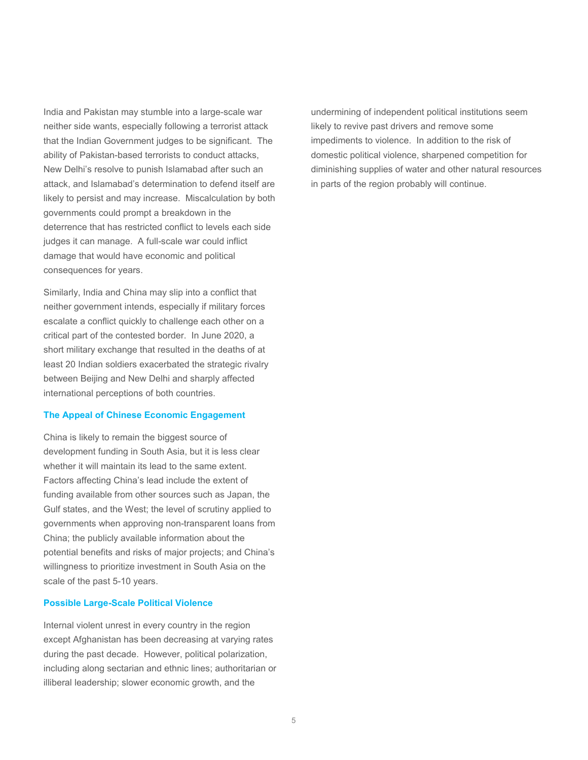India and Pakistan may stumble into a large-scale war neither side wants, especially following a terrorist attack that the Indian Government judges to be significant. The ability of Pakistan-based terrorists to conduct attacks, New Delhi's resolve to punish Islamabad after such an attack, and Islamabad's determination to defend itself are likely to persist and may increase. Miscalculation by both governments could prompt a breakdown in the deterrence that has restricted conflict to levels each side judges it can manage. A full-scale war could inflict damage that would have economic and political consequences for years.

Similarly, India and China may slip into a conflict that neither government intends, especially if military forces escalate a conflict quickly to challenge each other on a critical part of the contested border. In June 2020, a short military exchange that resulted in the deaths of at least 20 Indian soldiers exacerbated the strategic rivalry between Beijing and New Delhi and sharply affected international perceptions of both countries.

### The Appeal of Chinese Economic Engagement

China is likely to remain the biggest source of development funding in South Asia, but it is less clear whether it will maintain its lead to the same extent. Factors affecting China's lead include the extent of funding available from other sources such as Japan, the Gulf states, and the West; the level of scrutiny applied to governments when approving non-transparent loans from China; the publicly available information about the potential benefits and risks of major projects; and China's willingness to prioritize investment in South Asia on the scale of the past 5-10 years.

### Possible Large-Scale Political Violence

Internal violent unrest in every country in the region except Afghanistan has been decreasing at varying rates during the past decade. However, political polarization, including along sectarian and ethnic lines; authoritarian or illiberal leadership; slower economic growth, and the undermining of independent political institutions seem likely to revive past drivers and remove some impediments to violence. In addition to the risk of domestic political violence, sharpened competition for diminishing supplies of water and other natural resources in parts of the region probably will continue.